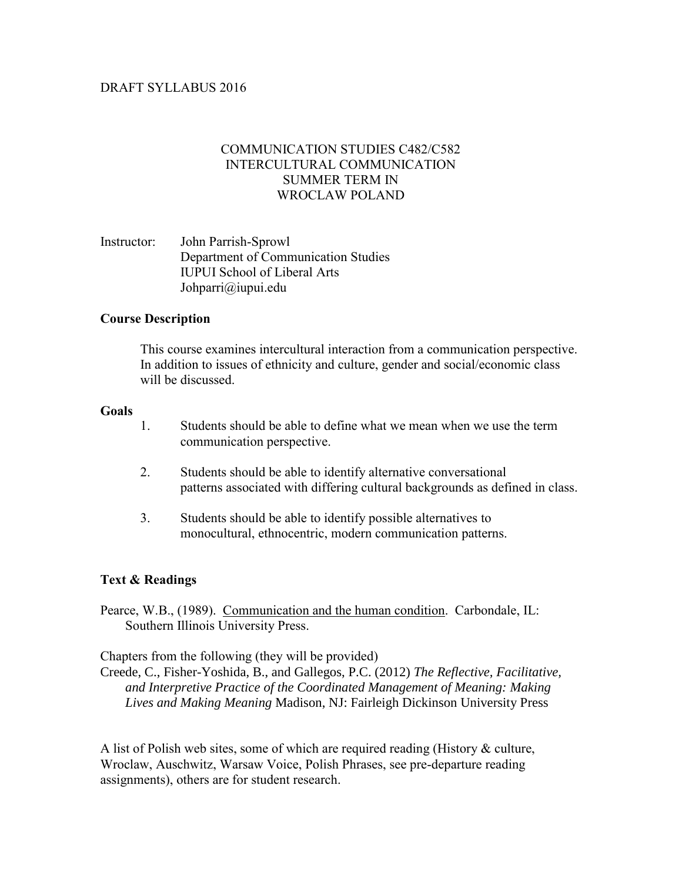DRAFT SYLLABUS 2016

# COMMUNICATION STUDIES C482/C582
# INTERCULTURAL COMMUNICATION
# SUMMER TERM IN
# WROCLAW POLAND

Instructor: John Parrish-Sprowl
Department of Communication Studies
IUPUI School of Liberal Arts
Johparri@iupui.edu

**Course Description**

This course examines intercultural interaction from a communication perspective. In addition to issues of ethnicity and culture, gender and social/economic class will be discussed.

**Goals**

1. Students should be able to define what we mean when we use the term communication perspective.

2. Students should be able to identify alternative conversational patterns associated with differing cultural backgrounds as defined in class.

3. Students should be able to identify possible alternatives to monocultural, ethnocentric, modern communication patterns.

**Text & Readings**

Pearce, W.B., (1989). Communication and the human condition. Carbondale, IL: Southern Illinois University Press.

Chapters from the following (they will be provided)
Creede, C., Fisher-Yoshida, B., and Gallegos, P.C. (2012) *The Reflective, Facilitative, and Interpretive Practice of the Coordinated Management of Meaning: Making Lives and Making Meaning* Madison, NJ: Fairleigh Dickinson University Press

A list of Polish web sites, some of which are required reading (History & culture, Wroclaw, Auschwitz, Warsaw Voice, Polish Phrases, see pre-departure reading assignments), others are for student research.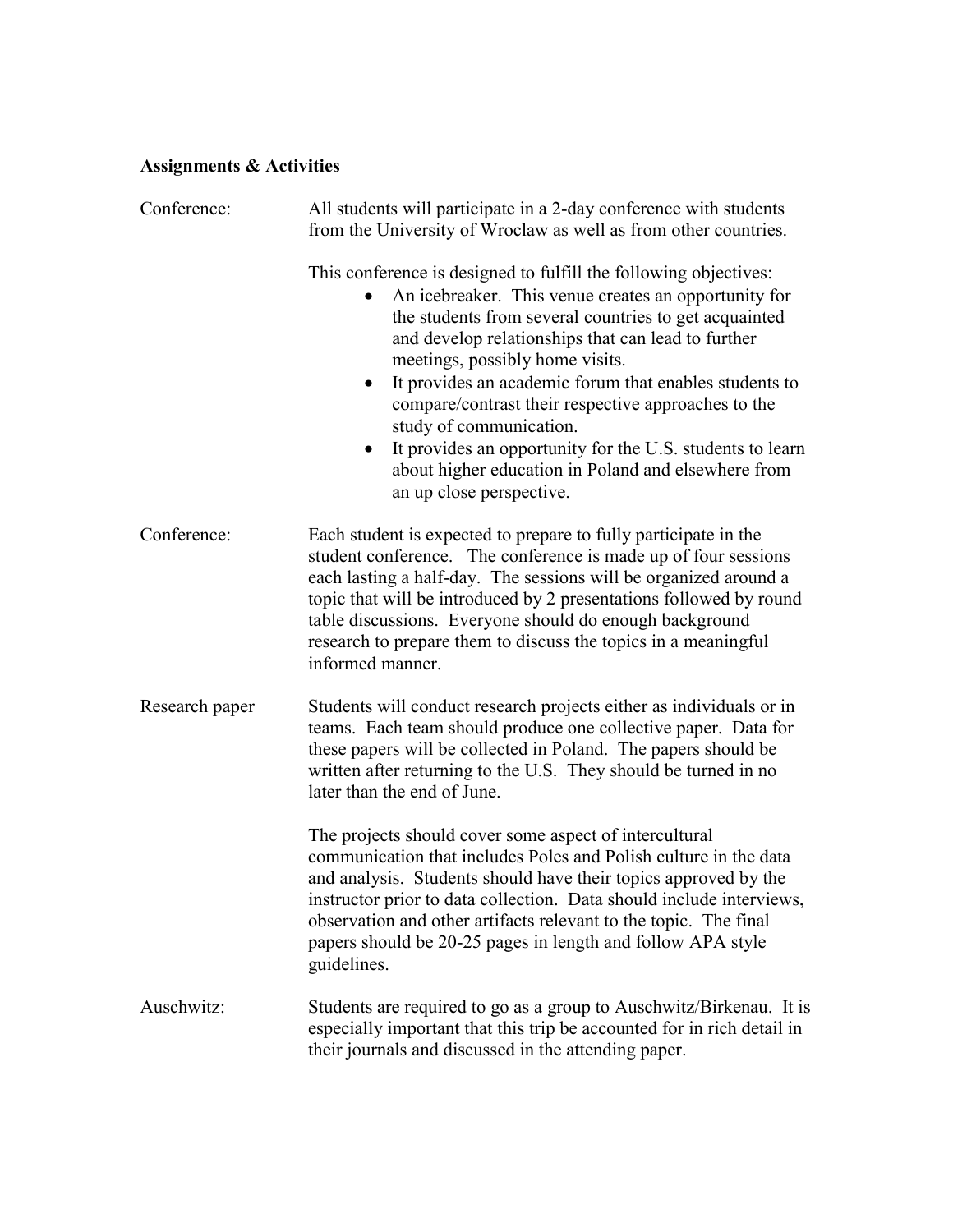**Assignments & Activities**

Conference: All students will participate in a 2-day conference with students from the University of Wroclaw as well as from other countries.

This conference is designed to fulfill the following objectives:

- An icebreaker. This venue creates an opportunity for the students from several countries to get acquainted and develop relationships that can lead to further meetings, possibly home visits.
- It provides an academic forum that enables students to compare/contrast their respective approaches to the study of communication.
- It provides an opportunity for the U.S. students to learn about higher education in Poland and elsewhere from an up close perspective.

Conference: Each student is expected to prepare to fully participate in the student conference. The conference is made up of four sessions each lasting a half-day. The sessions will be organized around a topic that will be introduced by 2 presentations followed by round table discussions. Everyone should do enough background research to prepare them to discuss the topics in a meaningful informed manner.

Research paper: Students will conduct research projects either as individuals or in teams. Each team should produce one collective paper. Data for these papers will be collected in Poland. The papers should be written after returning to the U.S. They should be turned in no later than the end of June.

The projects should cover some aspect of intercultural communication that includes Poles and Polish culture in the data and analysis. Students should have their topics approved by the instructor prior to data collection. Data should include interviews, observation and other artifacts relevant to the topic. The final papers should be 20-25 pages in length and follow APA style guidelines.

Auschwitz: Students are required to go as a group to Auschwitz/Birkenau. It is especially important that this trip be accounted for in rich detail in their journals and discussed in the attending paper.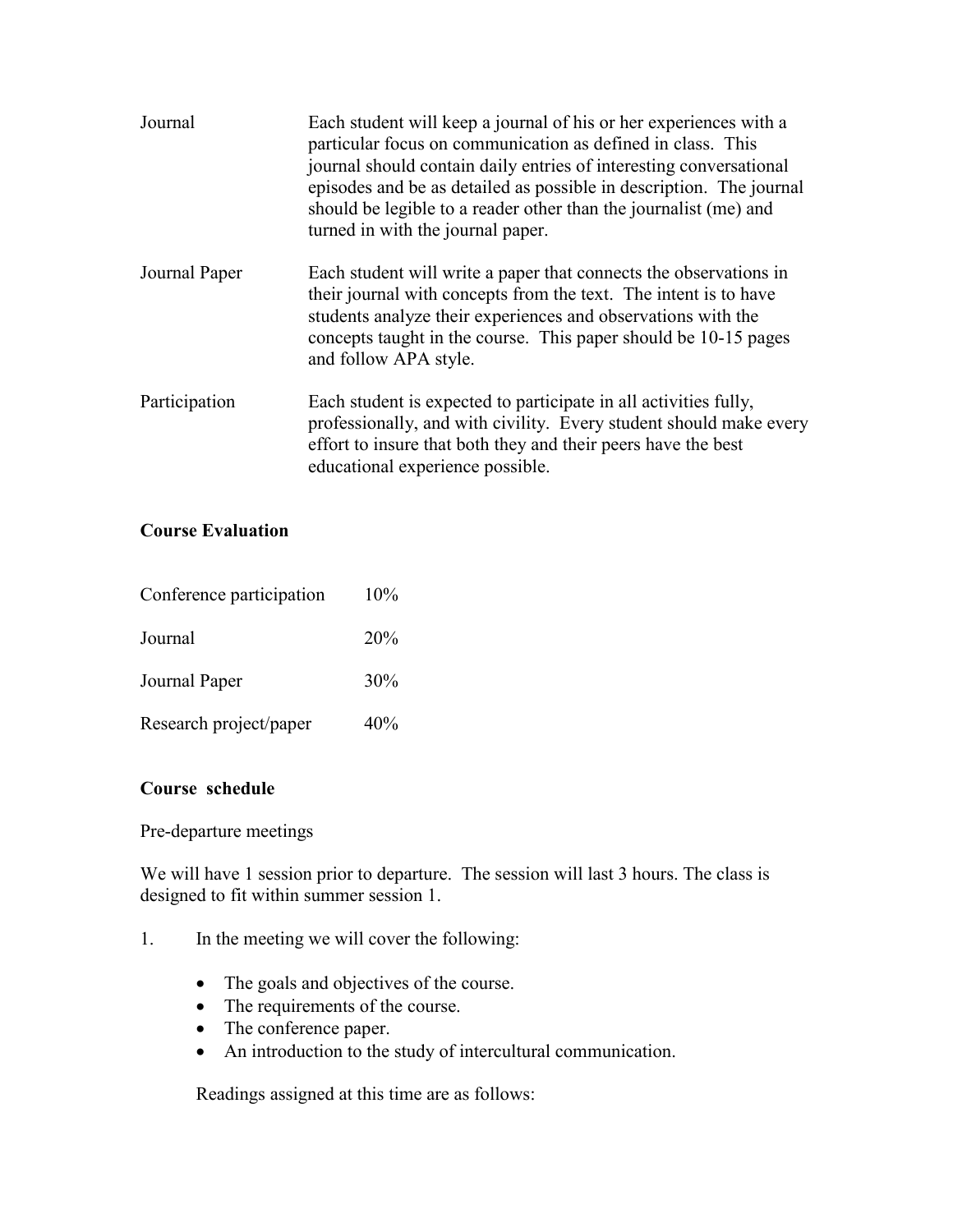| | |
|---|---|
| Journal | Each student will keep a journal of his or her experiences with a particular focus on communication as defined in class. This journal should contain daily entries of interesting conversational episodes and be as detailed as possible in description. The journal should be legible to a reader other than the journalist (me) and turned in with the journal paper. |
| Journal Paper | Each student will write a paper that connects the observations in their journal with concepts from the text. The intent is to have students analyze their experiences and observations with the concepts taught in the course. This paper should be 10-15 pages and follow APA style. |
| Participation | Each student is expected to participate in all activities fully, professionally, and with civility. Every student should make every effort to insure that both they and their peers have the best educational experience possible. |

**Course Evaluation**

| | |
|---|---|
| Conference participation | 10% |
| Journal | 20% |
| Journal Paper | 30% |
| Research project/paper | 40% |

**Course schedule**

Pre-departure meetings

We will have 1 session prior to departure. The session will last 3 hours. The class is designed to fit within summer session 1.

1. In the meeting we will cover the following:

   - The goals and objectives of the course.
   - The requirements of the course.
   - The conference paper.
   - An introduction to the study of intercultural communication.

   Readings assigned at this time are as follows: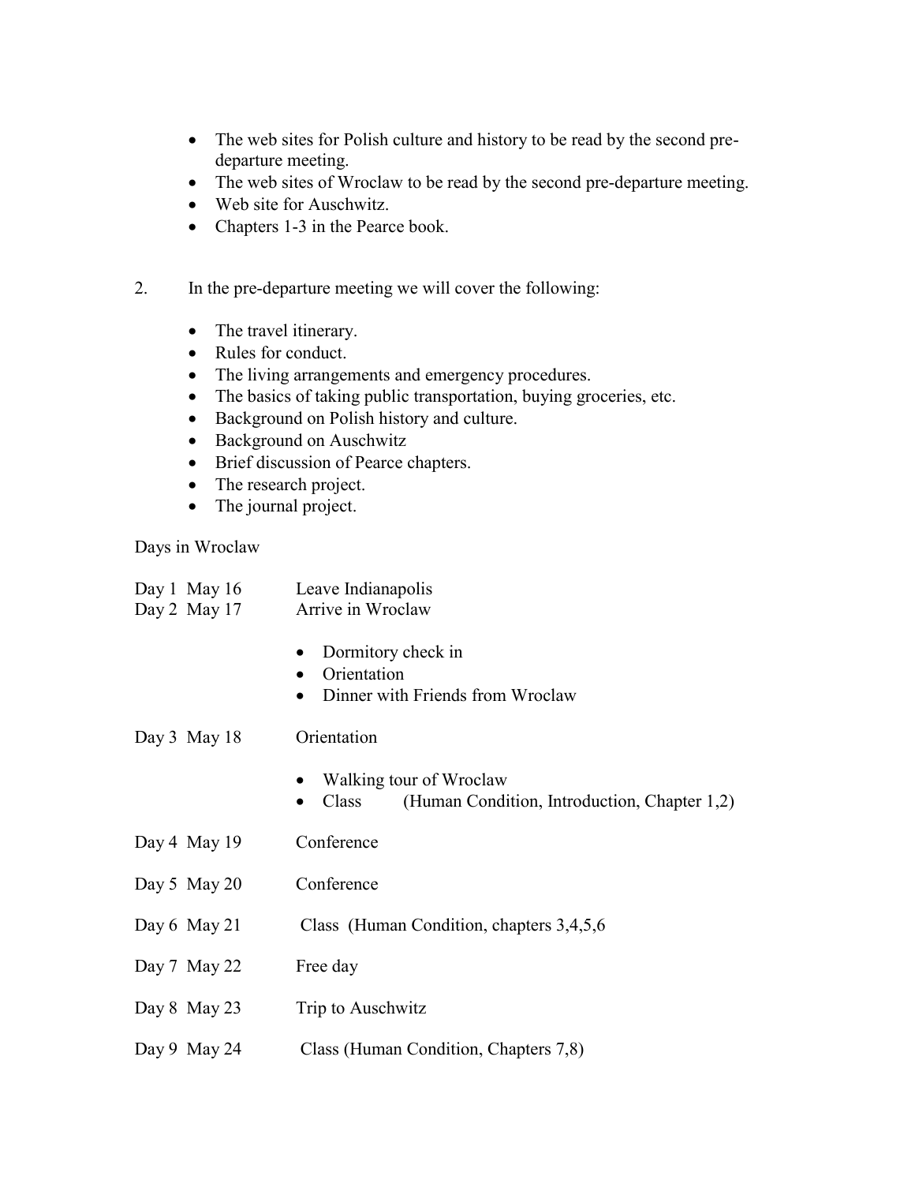- The web sites for Polish culture and history to be read by the second pre-departure meeting.
- The web sites of Wroclaw to be read by the second pre-departure meeting.
- Web site for Auschwitz.
- Chapters 1-3 in the Pearce book.

2. In the pre-departure meeting we will cover the following:

   - The travel itinerary.
   - Rules for conduct.
   - The living arrangements and emergency procedures.
   - The basics of taking public transportation, buying groceries, etc.
   - Background on Polish history and culture.
   - Background on Auschwitz
   - Brief discussion of Pearce chapters.
   - The research project.
   - The journal project.

Days in Wroclaw

Day 1 May 16 — Leave Indianapolis

Day 2 May 17 — Arrive in Wroclaw

- Dormitory check in
- Orientation
- Dinner with Friends from Wroclaw

Day 3 May 18 — Orientation

- Walking tour of Wroclaw
- Class (Human Condition, Introduction, Chapter 1,2)

Day 4 May 19 — Conference

Day 5 May 20 — Conference

Day 6 May 21 — Class (Human Condition, chapters 3,4,5,6

Day 7 May 22 — Free day

Day 8 May 23 — Trip to Auschwitz

Day 9 May 24 — Class (Human Condition, Chapters 7,8)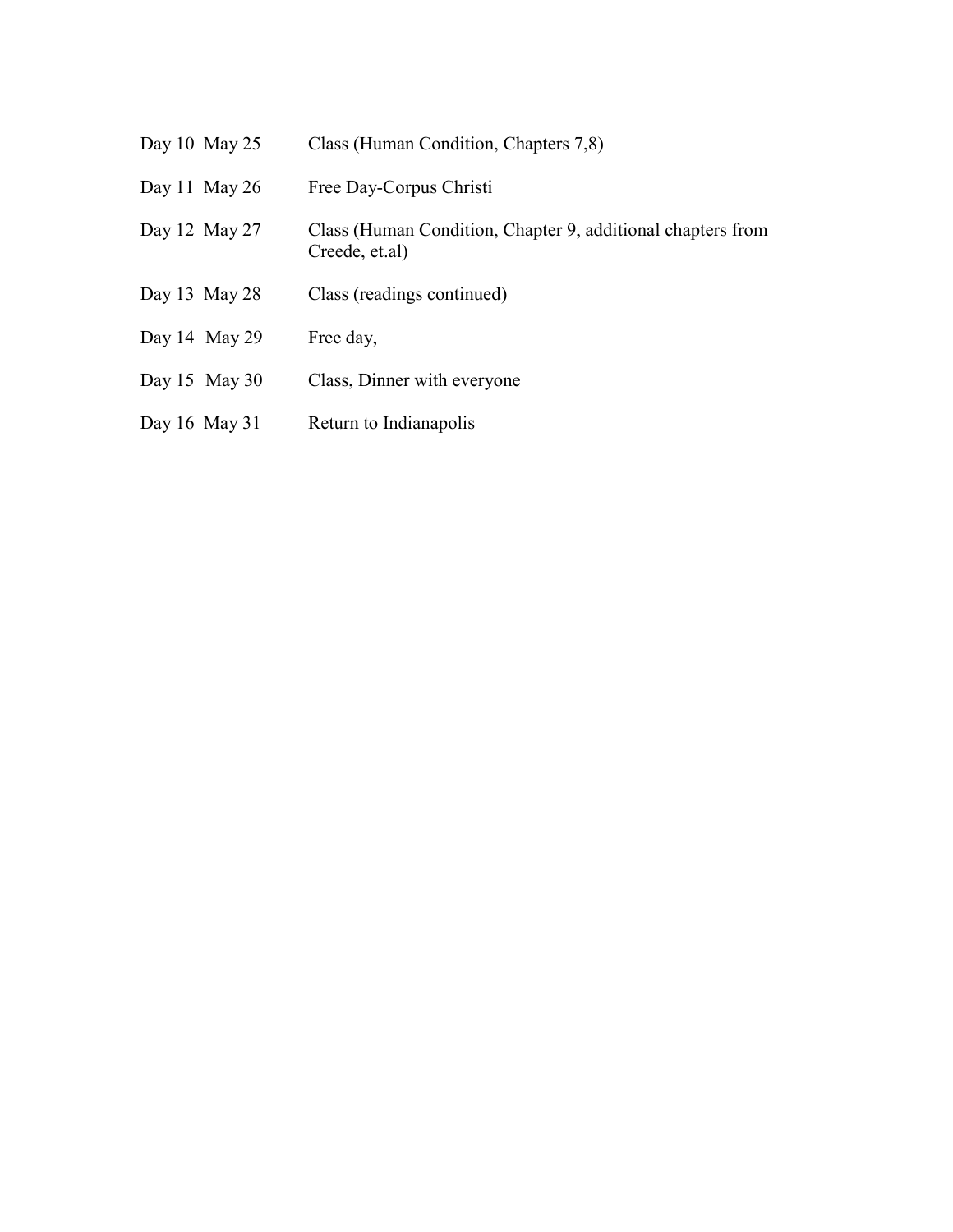| | | |
|---|---|---|
| Day 10 | May 25 | Class (Human Condition, Chapters 7,8) |
| Day 11 | May 26 | Free Day-Corpus Christi |
| Day 12 | May 27 | Class (Human Condition, Chapter 9, additional chapters from Creede, et.al) |
| Day 13 | May 28 | Class (readings continued) |
| Day 14 | May 29 | Free day, |
| Day 15 | May 30 | Class, Dinner with everyone |
| Day 16 | May 31 | Return to Indianapolis |